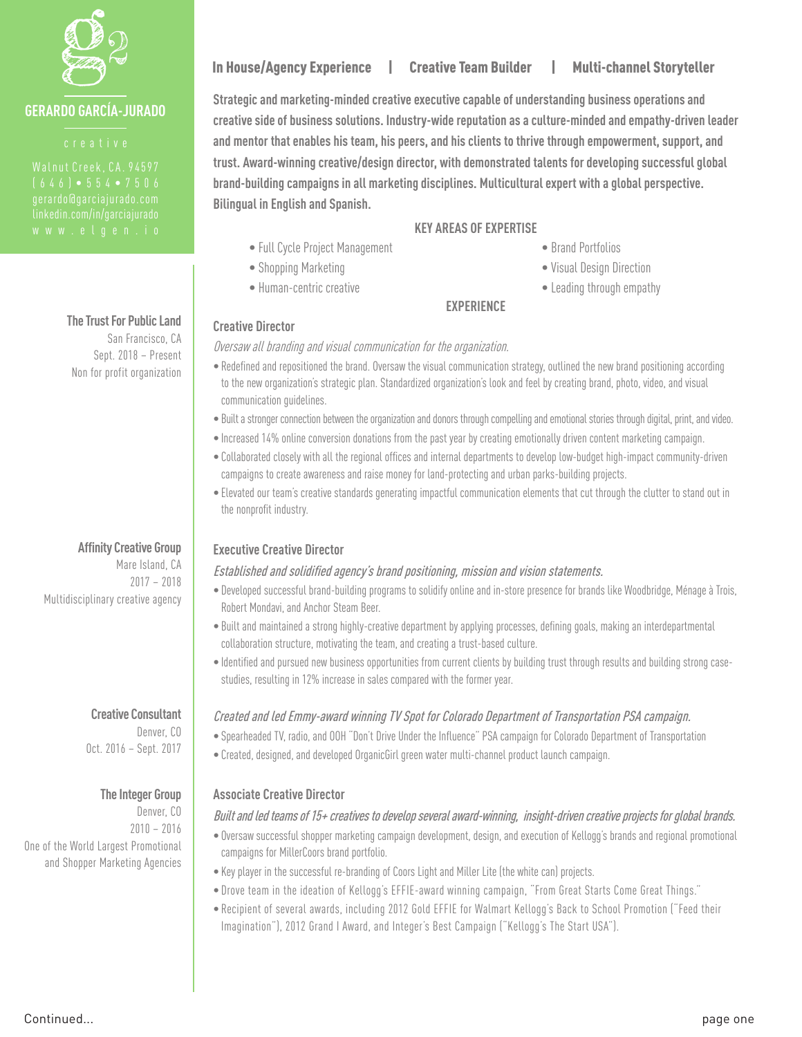# GERARDO GARCÍA-JURADO

creative

Walnut Creek, CA. 94597
(646) • 554 • 7506
gerardo@garciajurado.com
linkedin.com/in/garciajurado
www.elgen.io

**In House/Agency Experience | Creative Team Builder | Multi-channel Storyteller**

**Strategic and marketing-minded creative executive capable of understanding business operations and creative side of business solutions. Industry-wide reputation as a culture-minded and empathy-driven leader and mentor that enables his team, his peers, and his clients to thrive through empowerment, support, and trust. Award-winning creative/design director, with demonstrated talents for developing successful global brand-building campaigns in all marketing disciplines. Multicultural expert with a global perspective. Bilingual in English and Spanish.**

## KEY AREAS OF EXPERTISE

- Full Cycle Project Management
- Shopping Marketing
- Human-centric creative
- Brand Portfolios
- Visual Design Direction
- Leading through empathy

## EXPERIENCE

**The Trust For Public Land**
San Francisco, CA
Sept. 2018 – Present
Non for profit organization

### Creative Director

*Oversaw all branding and visual communication for the organization.*

- Redefined and repositioned the brand. Oversaw the visual communication strategy, outlined the new brand positioning according to the new organization's strategic plan. Standardized organization's look and feel by creating brand, photo, video, and visual communication guidelines.
- Built a stronger connection between the organization and donors through compelling and emotional stories through digital, print, and video.
- Increased 14% online conversion donations from the past year by creating emotionally driven content marketing campaign.
- Collaborated closely with all the regional offices and internal departments to develop low-budget high-impact community-driven campaigns to create awareness and raise money for land-protecting and urban parks-building projects.
- Elevated our team's creative standards generating impactful communication elements that cut through the clutter to stand out in the nonprofit industry.

**Affinity Creative Group**
Mare Island, CA
2017 – 2018
Multidisciplinary creative agency

### Executive Creative Director

*Established and solidified agency's brand positioning, mission and vision statements.*

- Developed successful brand-building programs to solidify online and in-store presence for brands like Woodbridge, Ménage à Trois, Robert Mondavi, and Anchor Steam Beer.
- Built and maintained a strong highly-creative department by applying processes, defining goals, making an interdepartmental collaboration structure, motivating the team, and creating a trust-based culture.
- Identified and pursued new business opportunities from current clients by building trust through results and building strong case-studies, resulting in 12% increase in sales compared with the former year.

**Creative Consultant**
Denver, CO
Oct. 2016 – Sept. 2017

*Created and led Emmy-award winning TV Spot for Colorado Department of Transportation PSA campaign.*

- Spearheaded TV, radio, and OOH "Don't Drive Under the Influence" PSA campaign for Colorado Department of Transportation
- Created, designed, and developed OrganicGirl green water multi-channel product launch campaign.

**The Integer Group**
Denver, CO
2010 – 2016
One of the World Largest Promotional and Shopper Marketing Agencies

### Associate Creative Director

*Built and led teams of 15+ creatives to develop several award-winning, insight-driven creative projects for global brands.*

- Oversaw successful shopper marketing campaign development, design, and execution of Kellogg's brands and regional promotional campaigns for MillerCoors brand portfolio.
- Key player in the successful re-branding of Coors Light and Miller Lite (the white can) projects.
- Drove team in the ideation of Kellogg's EFFIE-award winning campaign, "From Great Starts Come Great Things."
- Recipient of several awards, including 2012 Gold EFFIE for Walmart Kellogg's Back to School Promotion ("Feed their Imagination"), 2012 Grand I Award, and Integer's Best Campaign ("Kellogg's The Start USA").

Continued...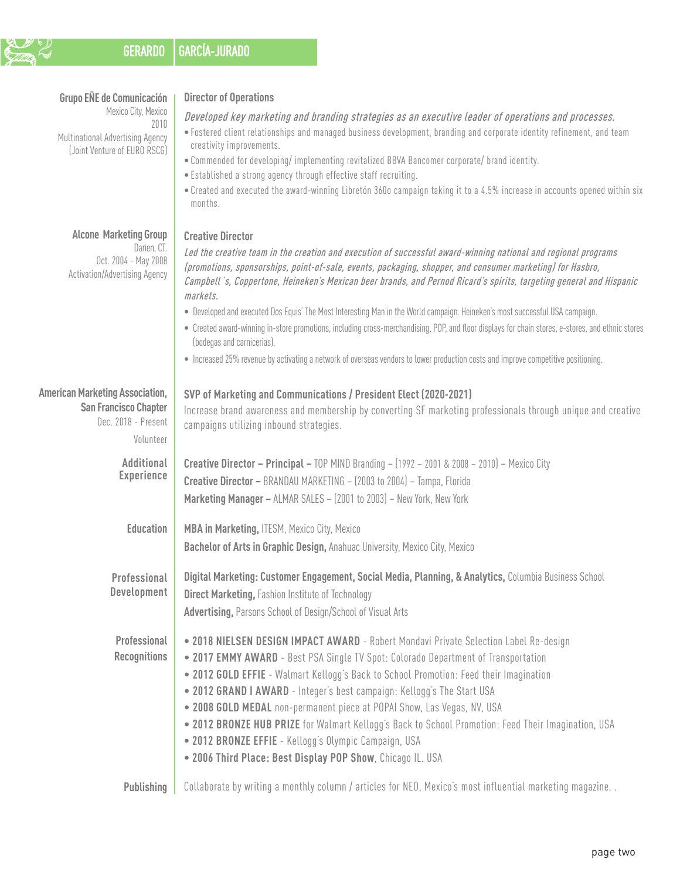**Grupo EÑE de Comunicación**
Mexico City, Mexico
2010
Multinational Advertising Agency
(Joint Venture of EURO RSCG)

### Director of Operations

*Developed key marketing and branding strategies as an executive leader of operations and processes.*

- Fostered client relationships and managed business development, branding and corporate identity refinement, and team creativity improvements.
- Commended for developing/ implementing revitalized BBVA Bancomer corporate/ brand identity.
- Established a strong agency through effective staff recruiting.
- Created and executed the award-winning Libretón 360o campaign taking it to a 4.5% increase in accounts opened within six months.

**Alcone Marketing Group**
Darien, CT.
Oct. 2004 - May 2008
Activation/Advertising Agency

### Creative Director

*Led the creative team in the creation and execution of successful award-winning national and regional programs (promotions, sponsorships, point-of-sale, events, packaging, shopper, and consumer marketing) for Hasbro, Campbell´s, Coppertone, Heineken's Mexican beer brands, and Pernod Ricard's spirits, targeting general and Hispanic markets.*

- Developed and executed Dos Equis' The Most Interesting Man in the World campaign. Heineken's most successful USA campaign.
- Created award-winning in-store promotions, including cross-merchandising, POP, and floor displays for chain stores, e-stores, and ethnic stores (bodegas and carnicerias).
- Increased 25% revenue by activating a network of overseas vendors to lower production costs and improve competitive positioning.

**American Marketing Association, San Francisco Chapter**
Dec. 2018 - Present
Volunteer

### SVP of Marketing and Communications / President Elect (2020-2021)

Increase brand awareness and membership by converting SF marketing professionals through unique and creative campaigns utilizing inbound strategies.

## Additional Experience

**Creative Director – Principal –** TOP MIND Branding – (1992 – 2001 & 2008 – 2010) – Mexico City
**Creative Director –** BRANDAU MARKETING – (2003 to 2004) – Tampa, Florida
**Marketing Manager –** ALMAR SALES – (2001 to 2003) – New York, New York

## Education

**MBA in Marketing,** ITESM, Mexico City, Mexico
**Bachelor of Arts in Graphic Design,** Anahuac University, Mexico City, Mexico

## Professional Development

**Digital Marketing: Customer Engagement, Social Media, Planning, & Analytics,** Columbia Business School
**Direct Marketing,** Fashion Institute of Technology
**Advertising,** Parsons School of Design/School of Visual Arts

## Professional Recognitions

- **2018 NIELSEN DESIGN IMPACT AWARD** - Robert Mondavi Private Selection Label Re-design
- **2017 EMMY AWARD** - Best PSA Single TV Spot: Colorado Department of Transportation
- **2012 GOLD EFFIE** - Walmart Kellogg's Back to School Promotion: Feed their Imagination
- **2012 GRAND I AWARD** - Integer's best campaign: Kellogg's The Start USA
- **2008 GOLD MEDAL** non-permanent piece at POPAI Show, Las Vegas, NV, USA
- **2012 BRONZE HUB PRIZE** for Walmart Kellogg's Back to School Promotion: Feed Their Imagination, USA
- **2012 BRONZE EFFIE** - Kellogg's Olympic Campaign, USA
- **2006 Third Place: Best Display POP Show**, Chicago IL. USA

## Publishing

Collaborate by writing a monthly column / articles for NEO, Mexico's most influential marketing magazine. .